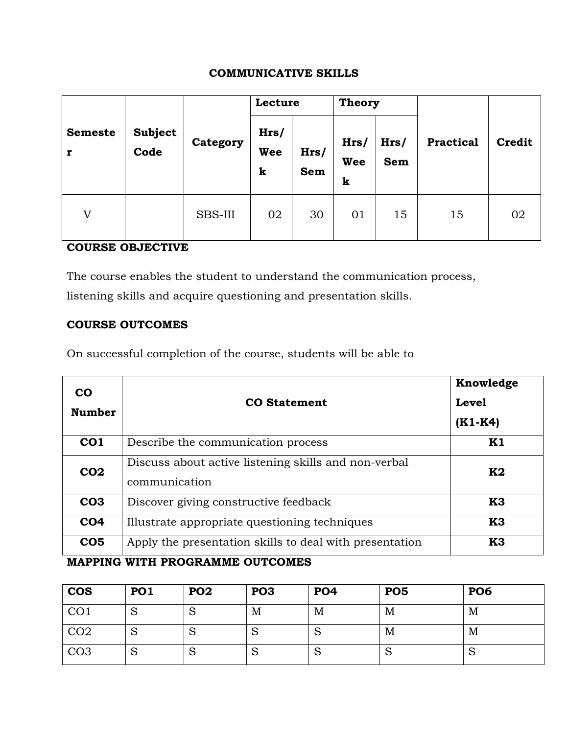# COMMUNICATIVE SKILLS

| Semester | Subject Code | Category | Lecture | | Theory | | Practical | Credit |
|---|---|---|---|---|---|---|---|---|
| | | | Hrs/ Week | Hrs/ Sem | Hrs/ Week | Hrs/ Sem | | |
| V | | SBS-III | 02 | 30 | 01 | 15 | 15 | 02 |

**COURSE OBJECTIVE**

The course enables the student to understand the communication process, listening skills and acquire questioning and presentation skills.

**COURSE OUTCOMES**

On successful completion of the course, students will be able to

| CO Number | CO Statement | Knowledge Level (K1-K4) |
|---|---|---|
| **CO1** | Describe the communication process | **K1** |
| **CO2** | Discuss about active listening skills and non-verbal communication | **K2** |
| **CO3** | Discover giving constructive feedback | **K3** |
| **CO4** | Illustrate appropriate questioning techniques | **K3** |
| **CO5** | Apply the presentation skills to deal with presentation | **K3** |

**MAPPING WITH PROGRAMME OUTCOMES**

| COS | PO1 | PO2 | PO3 | PO4 | PO5 | PO6 |
|---|---|---|---|---|---|---|
| CO1 | S | S | M | M | M | M |
| CO2 | S | S | S | S | M | M |
| CO3 | S | S | S | S | S | S |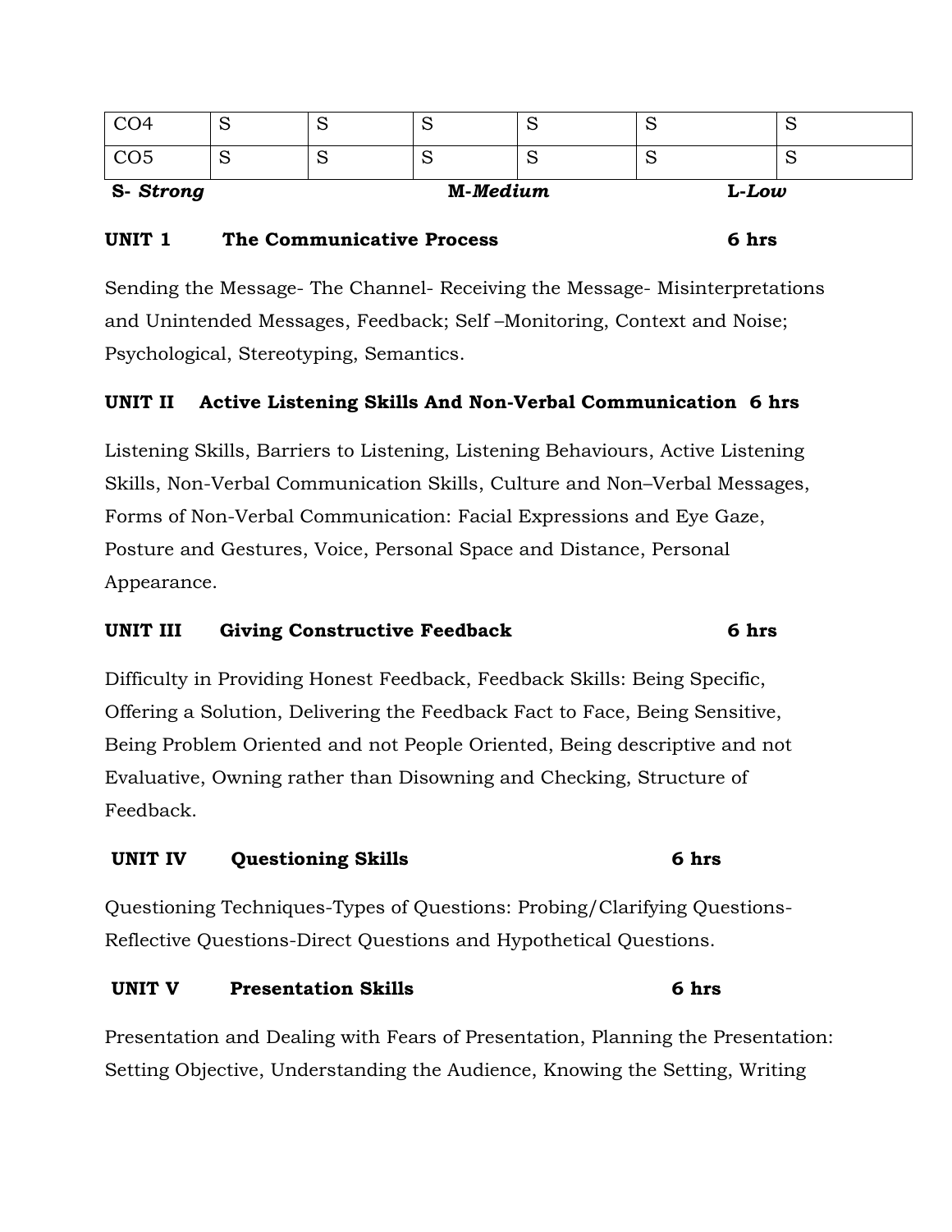| CO4 | S | S | S | S | S | S |
|---|---|---|---|---|---|---|
| CO5 | S | S | S | S | S | S |

**S-** ***Strong*** **M-*Medium*** **L-*Low***

**UNIT 1 The Communicative Process 6 hrs**

Sending the Message- The Channel- Receiving the Message- Misinterpretations and Unintended Messages, Feedback; Self –Monitoring, Context and Noise; Psychological, Stereotyping, Semantics.

**UNIT II Active Listening Skills And Non-Verbal Communication 6 hrs**

Listening Skills, Barriers to Listening, Listening Behaviours, Active Listening Skills, Non-Verbal Communication Skills, Culture and Non–Verbal Messages, Forms of Non-Verbal Communication: Facial Expressions and Eye Gaze, Posture and Gestures, Voice, Personal Space and Distance, Personal Appearance.

**UNIT III Giving Constructive Feedback 6 hrs**

Difficulty in Providing Honest Feedback, Feedback Skills: Being Specific, Offering a Solution, Delivering the Feedback Fact to Face, Being Sensitive, Being Problem Oriented and not People Oriented, Being descriptive and not Evaluative, Owning rather than Disowning and Checking, Structure of Feedback.

**UNIT IV Questioning Skills 6 hrs**

Questioning Techniques-Types of Questions: Probing/Clarifying Questions-Reflective Questions-Direct Questions and Hypothetical Questions.

**UNIT V Presentation Skills 6 hrs**

Presentation and Dealing with Fears of Presentation, Planning the Presentation: Setting Objective, Understanding the Audience, Knowing the Setting, Writing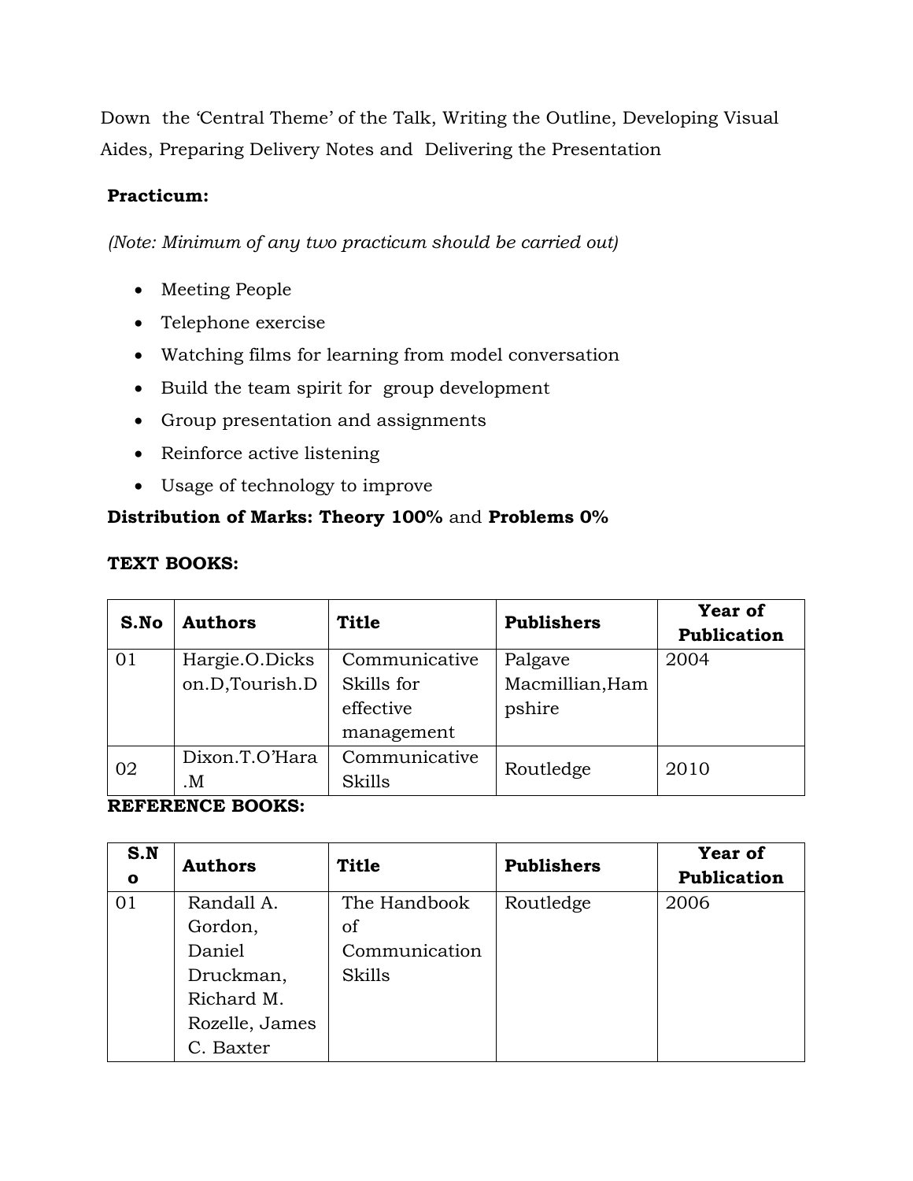Down the 'Central Theme' of the Talk, Writing the Outline, Developing Visual Aides, Preparing Delivery Notes and Delivering the Presentation

**Practicum:**

*(Note: Minimum of any two practicum should be carried out)*

- Meeting People
- Telephone exercise
- Watching films for learning from model conversation
- Build the team spirit for group development
- Group presentation and assignments
- Reinforce active listening
- Usage of technology to improve

**Distribution of Marks: Theory 100%** and **Problems 0%**

**TEXT BOOKS:**

| S.No | Authors | Title | Publishers | Year of Publication |
|---|---|---|---|---|
| 01 | Hargie.O.Dickson.D,Tourish.D | Communicative Skills for effective management | Palgave Macmillian,Hampshire | 2004 |
| 02 | Dixon.T.O'Hara.M | Communicative Skills | Routledge | 2010 |

**REFERENCE BOOKS:**

| S.No | Authors | Title | Publishers | Year of Publication |
|---|---|---|---|---|
| 01 | Randall A. Gordon, Daniel Druckman, Richard M. Rozelle, James C. Baxter | The Handbook of Communication Skills | Routledge | 2006 |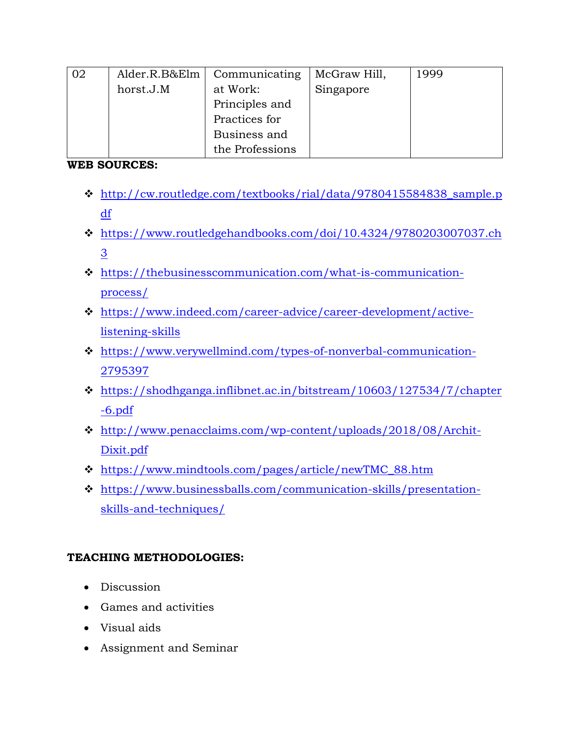| 02 | Alder.R.B&Elmhorst.J.M | Communicating at Work: Principles and Practices for Business and the Professions | McGraw Hill, Singapore | 1999 |
|---|---|---|---|---|

**WEB SOURCES:**

- http://cw.routledge.com/textbooks/rial/data/9780415584838_sample.pdf
- https://www.routledgehandbooks.com/doi/10.4324/9780203007037.ch3
- https://thebusinesscommunication.com/what-is-communication-process/
- https://www.indeed.com/career-advice/career-development/active-listening-skills
- https://www.verywellmind.com/types-of-nonverbal-communication-2795397
- https://shodhganga.inflibnet.ac.in/bitstream/10603/127534/7/chapter-6.pdf
- http://www.penacclaims.com/wp-content/uploads/2018/08/Archit-Dixit.pdf
- https://www.mindtools.com/pages/article/newTMC_88.htm
- https://www.businessballs.com/communication-skills/presentation-skills-and-techniques/

**TEACHING METHODOLOGIES:**

- Discussion
- Games and activities
- Visual aids
- Assignment and Seminar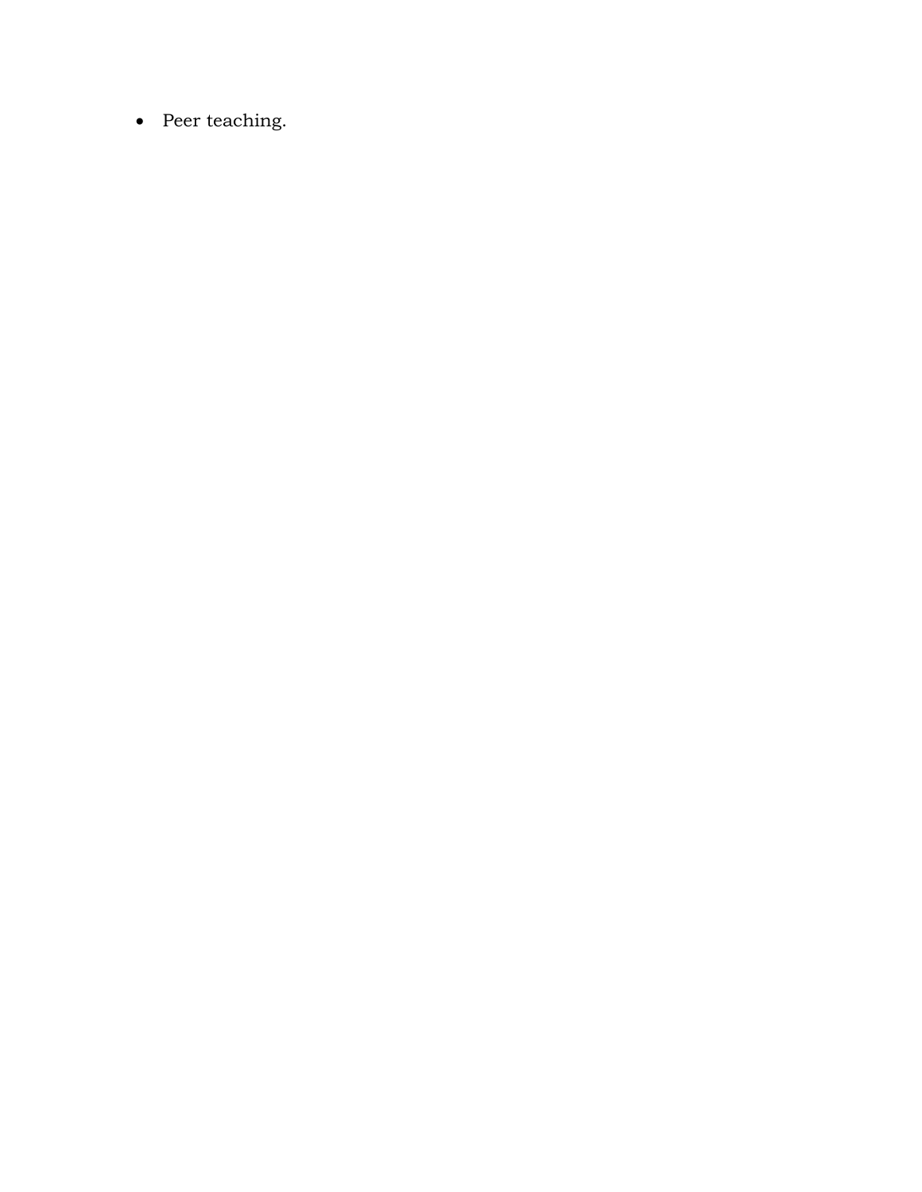- Peer teaching.